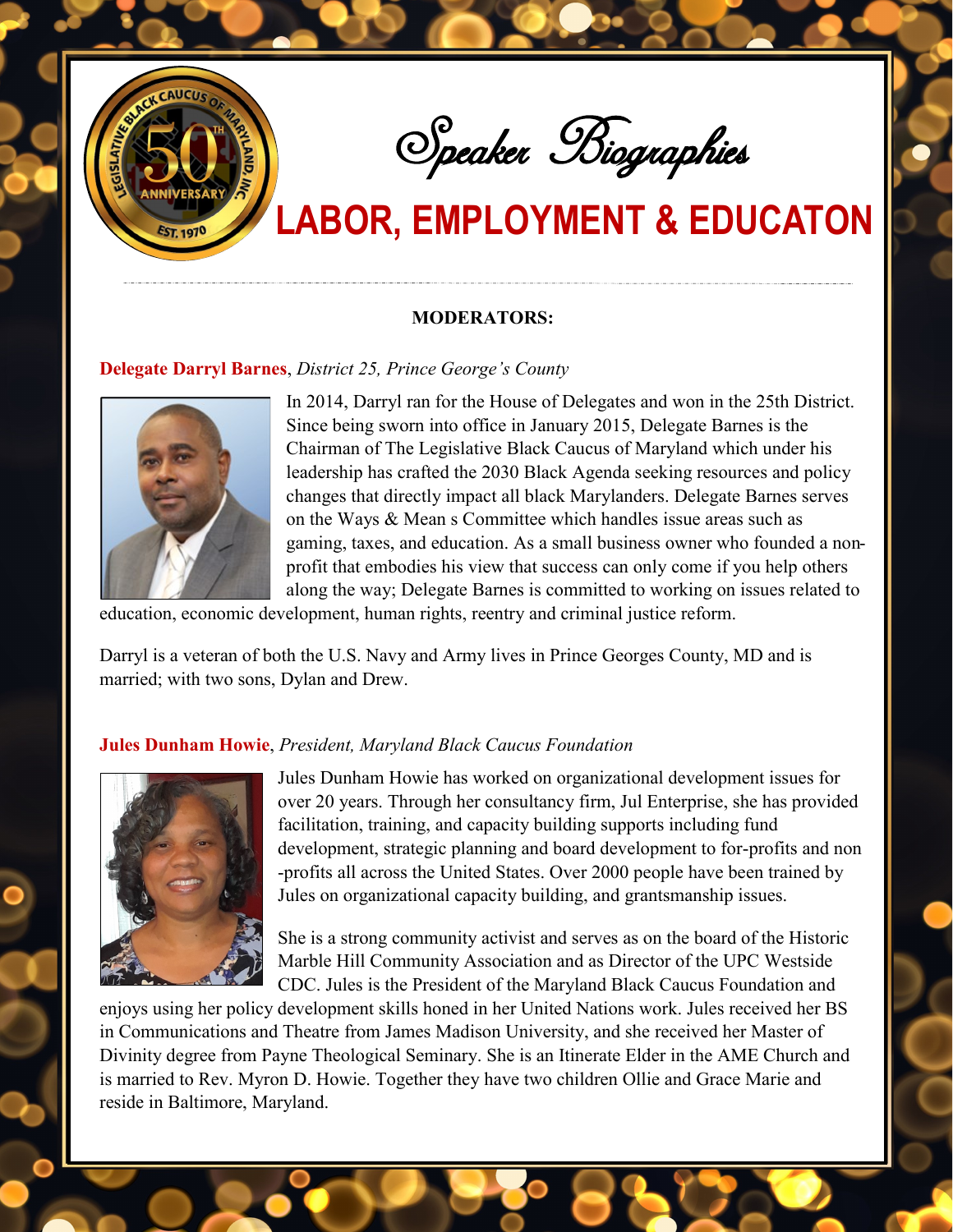# Speaker Biographies

## LABOR, EMPLOYMENT & EDUCATON

**MODERATORS:**

**Delegate Darryl Barnes**, *District 25, Prince George's County*

In 2014, Darryl ran for the House of Delegates and won in the 25th District. Since being sworn into office in January 2015, Delegate Barnes is the Chairman of The Legislative Black Caucus of Maryland which under his leadership has crafted the 2030 Black Agenda seeking resources and policy changes that directly impact all black Marylanders. Delegate Barnes serves on the Ways & Mean s Committee which handles issue areas such as gaming, taxes, and education. As a small business owner who founded a non-profit that embodies his view that success can only come if you help others along the way; Delegate Barnes is committed to working on issues related to education, economic development, human rights, reentry and criminal justice reform.

Darryl is a veteran of both the U.S. Navy and Army lives in Prince Georges County, MD and is married; with two sons, Dylan and Drew.

**Jules Dunham Howie**, *President, Maryland Black Caucus Foundation*

Jules Dunham Howie has worked on organizational development issues for over 20 years. Through her consultancy firm, Jul Enterprise, she has provided facilitation, training, and capacity building supports including fund development, strategic planning and board development to for-profits and non-profits all across the United States. Over 2000 people have been trained by Jules on organizational capacity building, and grantsmanship issues.

She is a strong community activist and serves as on the board of the Historic Marble Hill Community Association and as Director of the UPC Westside CDC. Jules is the President of the Maryland Black Caucus Foundation and enjoys using her policy development skills honed in her United Nations work. Jules received her BS in Communications and Theatre from James Madison University, and she received her Master of Divinity degree from Payne Theological Seminary. She is an Itinerate Elder in the AME Church and is married to Rev. Myron D. Howie. Together they have two children Ollie and Grace Marie and reside in Baltimore, Maryland.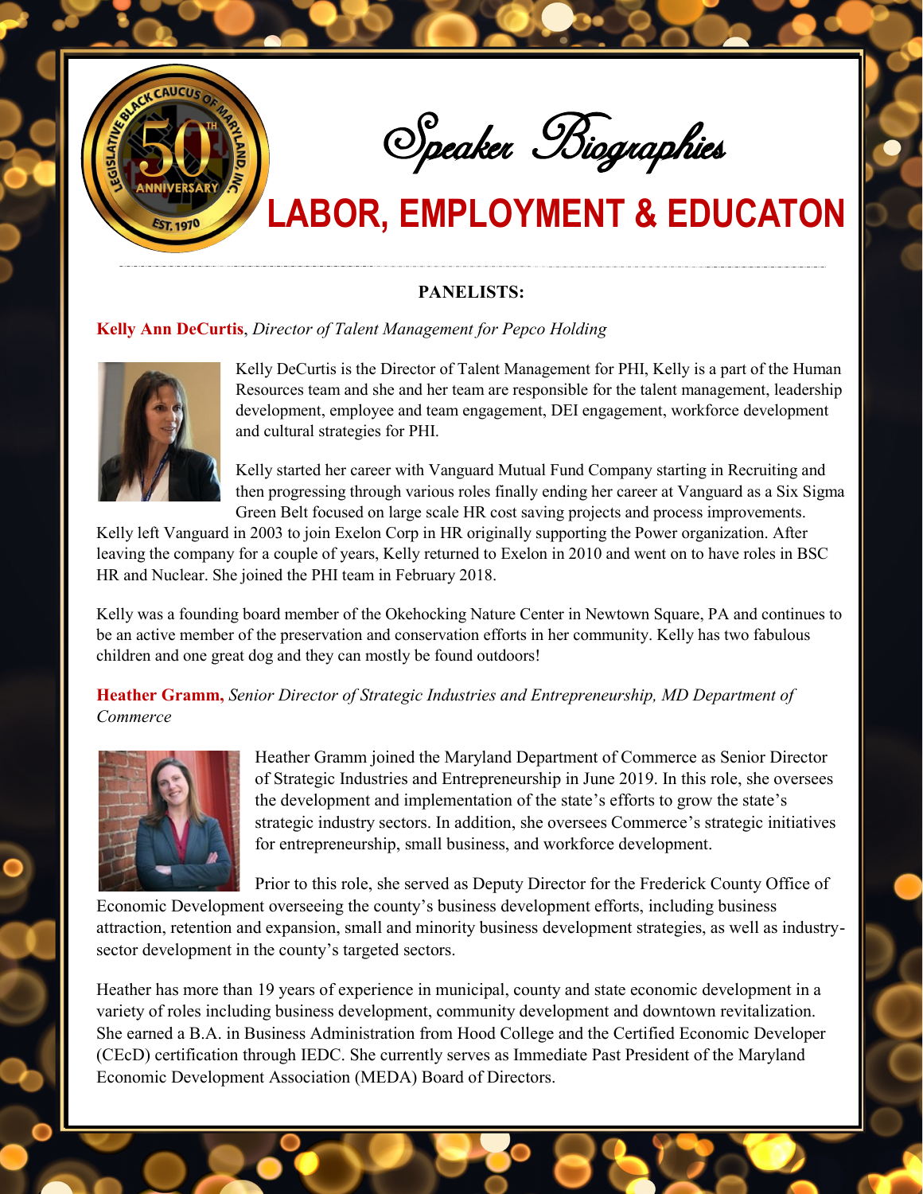# Speaker Biographies

# LABOR, EMPLOYMENT & EDUCATON

**PANELISTS:**

**Kelly Ann DeCurtis**, *Director of Talent Management for Pepco Holding*

Kelly DeCurtis is the Director of Talent Management for PHI, Kelly is a part of the Human Resources team and she and her team are responsible for the talent management, leadership development, employee and team engagement, DEI engagement, workforce development and cultural strategies for PHI.

Kelly started her career with Vanguard Mutual Fund Company starting in Recruiting and then progressing through various roles finally ending her career at Vanguard as a Six Sigma Green Belt focused on large scale HR cost saving projects and process improvements. Kelly left Vanguard in 2003 to join Exelon Corp in HR originally supporting the Power organization. After leaving the company for a couple of years, Kelly returned to Exelon in 2010 and went on to have roles in BSC HR and Nuclear. She joined the PHI team in February 2018.

Kelly was a founding board member of the Okehocking Nature Center in Newtown Square, PA and continues to be an active member of the preservation and conservation efforts in her community. Kelly has two fabulous children and one great dog and they can mostly be found outdoors!

**Heather Gramm,** *Senior Director of Strategic Industries and Entrepreneurship, MD Department of Commerce*

Heather Gramm joined the Maryland Department of Commerce as Senior Director of Strategic Industries and Entrepreneurship in June 2019. In this role, she oversees the development and implementation of the state's efforts to grow the state's strategic industry sectors. In addition, she oversees Commerce's strategic initiatives for entrepreneurship, small business, and workforce development.

Prior to this role, she served as Deputy Director for the Frederick County Office of Economic Development overseeing the county's business development efforts, including business attraction, retention and expansion, small and minority business development strategies, as well as industry-sector development in the county's targeted sectors.

Heather has more than 19 years of experience in municipal, county and state economic development in a variety of roles including business development, community development and downtown revitalization. She earned a B.A. in Business Administration from Hood College and the Certified Economic Developer (CEcD) certification through IEDC. She currently serves as Immediate Past President of the Maryland Economic Development Association (MEDA) Board of Directors.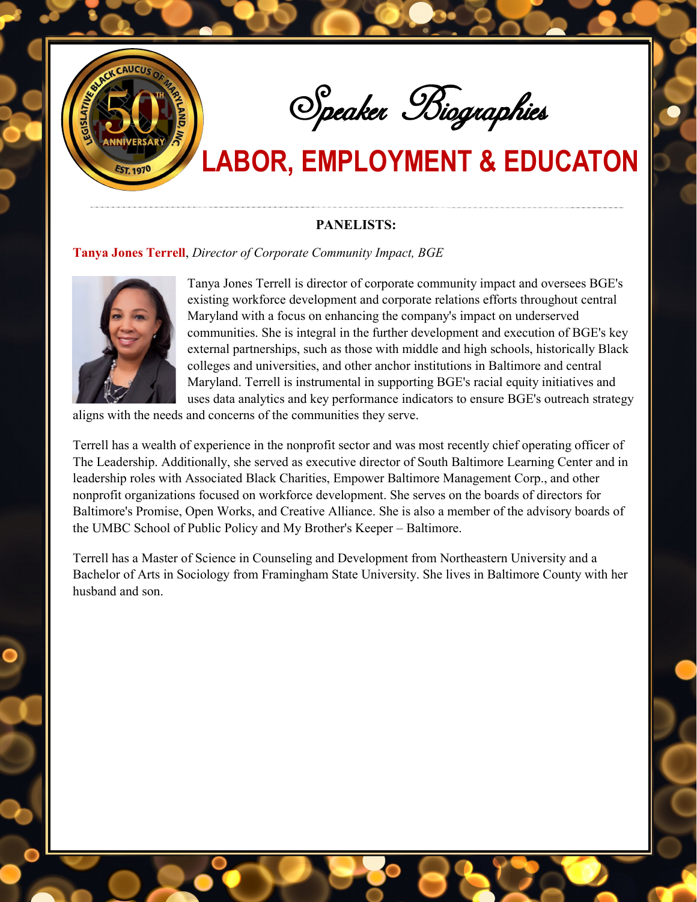# Speaker Biographies

## LABOR, EMPLOYMENT & EDUCATON

**PANELISTS:**

**Tanya Jones Terrell**, *Director of Corporate Community Impact, BGE*

Tanya Jones Terrell is director of corporate community impact and oversees BGE's existing workforce development and corporate relations efforts throughout central Maryland with a focus on enhancing the company's impact on underserved communities. She is integral in the further development and execution of BGE's key external partnerships, such as those with middle and high schools, historically Black colleges and universities, and other anchor institutions in Baltimore and central Maryland. Terrell is instrumental in supporting BGE's racial equity initiatives and uses data analytics and key performance indicators to ensure BGE's outreach strategy aligns with the needs and concerns of the communities they serve.

Terrell has a wealth of experience in the nonprofit sector and was most recently chief operating officer of The Leadership. Additionally, she served as executive director of South Baltimore Learning Center and in leadership roles with Associated Black Charities, Empower Baltimore Management Corp., and other nonprofit organizations focused on workforce development. She serves on the boards of directors for Baltimore's Promise, Open Works, and Creative Alliance. She is also a member of the advisory boards of the UMBC School of Public Policy and My Brother's Keeper – Baltimore.

Terrell has a Master of Science in Counseling and Development from Northeastern University and a Bachelor of Arts in Sociology from Framingham State University. She lives in Baltimore County with her husband and son.